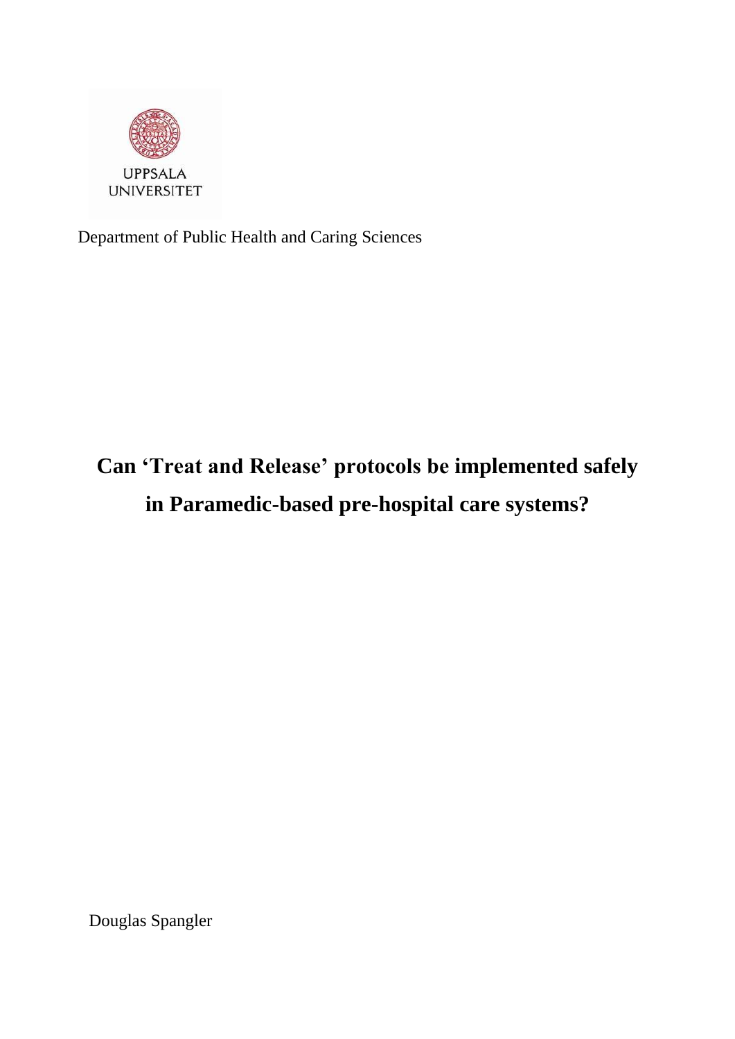UPPSALA UNIVERSITET

Department of Public Health and Caring Sciences

# Can 'Treat and Release' protocols be implemented safely in Paramedic-based pre-hospital care systems?

Douglas Spangler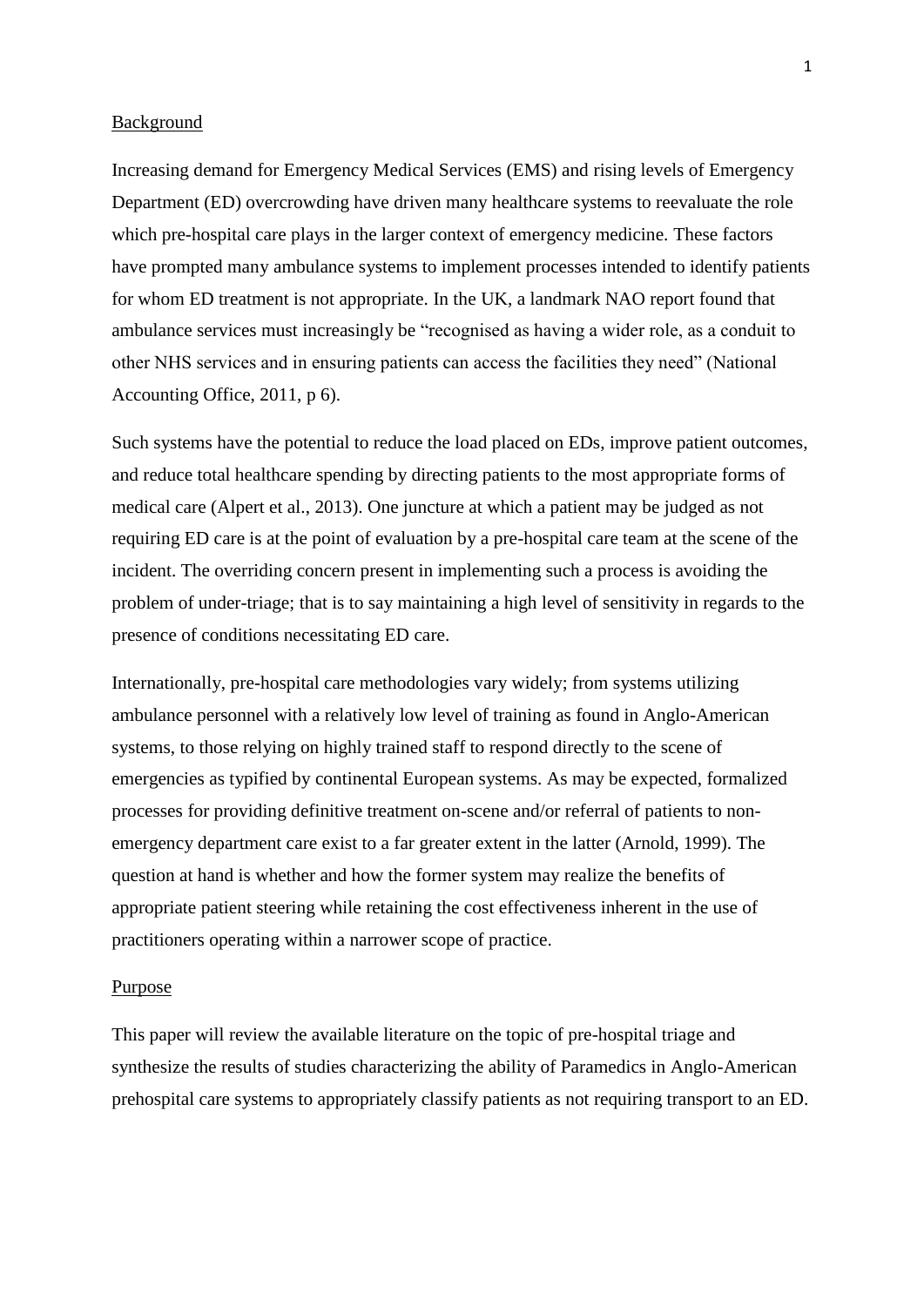## Background

Increasing demand for Emergency Medical Services (EMS) and rising levels of Emergency Department (ED) overcrowding have driven many healthcare systems to reevaluate the role which pre-hospital care plays in the larger context of emergency medicine. These factors have prompted many ambulance systems to implement processes intended to identify patients for whom ED treatment is not appropriate. In the UK, a landmark NAO report found that ambulance services must increasingly be "recognised as having a wider role, as a conduit to other NHS services and in ensuring patients can access the facilities they need" (National Accounting Office, 2011, p 6).

Such systems have the potential to reduce the load placed on EDs, improve patient outcomes, and reduce total healthcare spending by directing patients to the most appropriate forms of medical care (Alpert et al., 2013). One juncture at which a patient may be judged as not requiring ED care is at the point of evaluation by a pre-hospital care team at the scene of the incident. The overriding concern present in implementing such a process is avoiding the problem of under-triage; that is to say maintaining a high level of sensitivity in regards to the presence of conditions necessitating ED care.

Internationally, pre-hospital care methodologies vary widely; from systems utilizing ambulance personnel with a relatively low level of training as found in Anglo-American systems, to those relying on highly trained staff to respond directly to the scene of emergencies as typified by continental European systems. As may be expected, formalized processes for providing definitive treatment on-scene and/or referral of patients to non-emergency department care exist to a far greater extent in the latter (Arnold, 1999). The question at hand is whether and how the former system may realize the benefits of appropriate patient steering while retaining the cost effectiveness inherent in the use of practitioners operating within a narrower scope of practice.

## Purpose

This paper will review the available literature on the topic of pre-hospital triage and synthesize the results of studies characterizing the ability of Paramedics in Anglo-American prehospital care systems to appropriately classify patients as not requiring transport to an ED.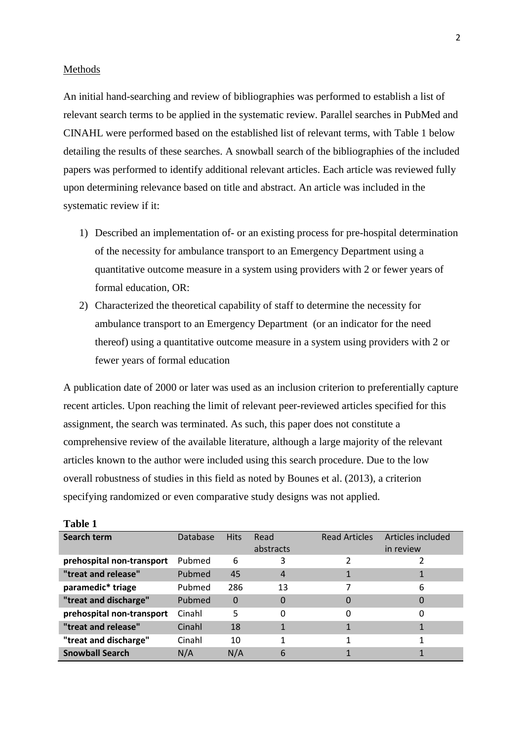## Methods

An initial hand-searching and review of bibliographies was performed to establish a list of relevant search terms to be applied in the systematic review. Parallel searches in PubMed and CINAHL were performed based on the established list of relevant terms, with Table 1 below detailing the results of these searches. A snowball search of the bibliographies of the included papers was performed to identify additional relevant articles. Each article was reviewed fully upon determining relevance based on title and abstract. An article was included in the systematic review if it:

1) Described an implementation of- or an existing process for pre-hospital determination of the necessity for ambulance transport to an Emergency Department using a quantitative outcome measure in a system using providers with 2 or fewer years of formal education, OR:
2) Characterized the theoretical capability of staff to determine the necessity for ambulance transport to an Emergency Department (or an indicator for the need thereof) using a quantitative outcome measure in a system using providers with 2 or fewer years of formal education

A publication date of 2000 or later was used as an inclusion criterion to preferentially capture recent articles. Upon reaching the limit of relevant peer-reviewed articles specified for this assignment, the search was terminated. As such, this paper does not constitute a comprehensive review of the available literature, although a large majority of the relevant articles known to the author were included using this search procedure. Due to the low overall robustness of studies in this field as noted by Bounes et al. (2013), a criterion specifying randomized or even comparative study designs was not applied.

**Table 1**

| Search term | Database | Hits | Read abstracts | Read Articles | Articles included in review |
|---|---|---|---|---|---|
| **prehospital non-transport** | Pubmed | 6 | 3 | 2 | 2 |
| **"treat and release"** | Pubmed | 45 | 4 | 1 | 1 |
| **paramedic* triage** | Pubmed | 286 | 13 | 7 | 6 |
| **"treat and discharge"** | Pubmed | 0 | 0 | 0 | 0 |
| **prehospital non-transport** | Cinahl | 5 | 0 | 0 | 0 |
| **"treat and release"** | Cinahl | 18 | 1 | 1 | 1 |
| **"treat and discharge"** | Cinahl | 10 | 1 | 1 | 1 |
| **Snowball Search** | N/A | N/A | 6 | 1 | 1 |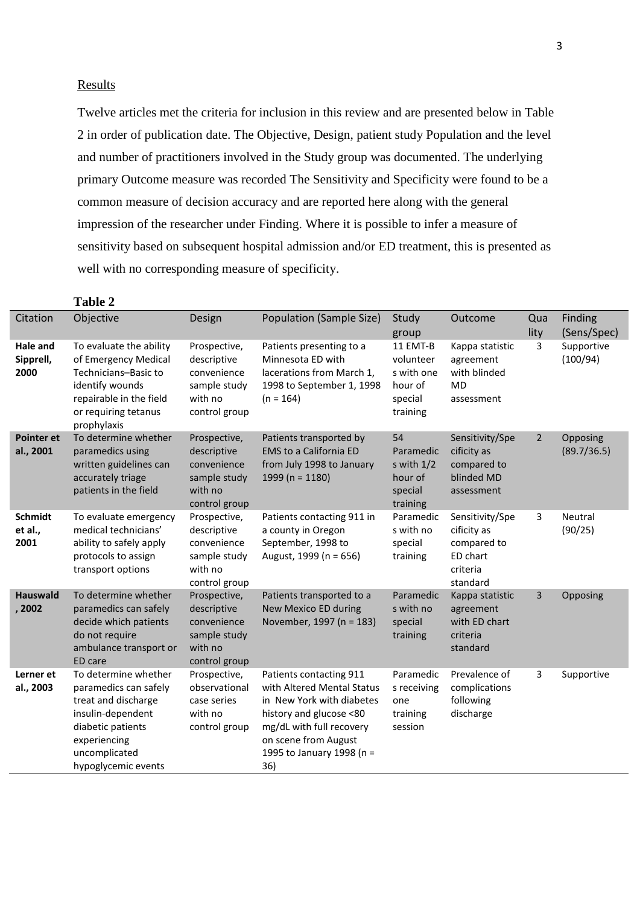Results

Twelve articles met the criteria for inclusion in this review and are presented below in Table 2 in order of publication date. The Objective, Design, patient study Population and the level and number of practitioners involved in the Study group was documented. The underlying primary Outcome measure was recorded The Sensitivity and Specificity were found to be a common measure of decision accuracy and are reported here along with the general impression of the researcher under Finding. Where it is possible to infer a measure of sensitivity based on subsequent hospital admission and/or ED treatment, this is presented as well with no corresponding measure of specificity.

**Table 2**

| Citation | Objective | Design | Population (Sample Size) | Study group | Outcome | Quality | Finding (Sens/Spec) |
|---|---|---|---|---|---|---|---|
| **Hale and Sipprell, 2000** | To evaluate the ability of Emergency Medical Technicians–Basic to identify wounds repairable in the field or requiring tetanus prophylaxis | Prospective, descriptive convenience sample study with no control group | Patients presenting to a Minnesota ED with lacerations from March 1, 1998 to September 1, 1998 (n = 164) | 11 EMT-B volunteers with one hour of special training | Kappa statistic agreement with blinded MD assessment | 3 | Supportive (100/94) |
| **Pointer et al., 2001** | To determine whether paramedics using written guidelines can accurately triage patients in the field | Prospective, descriptive convenience sample study with no control group | Patients transported by EMS to a California ED from July 1998 to January 1999 (n = 1180) | 54 Paramedics with 1/2 hour of special training | Sensitivity/Specificity as compared to blinded MD assessment | 2 | Opposing (89.7/36.5) |
| **Schmidt et al., 2001** | To evaluate emergency medical technicians' ability to safely apply protocols to assign transport options | Prospective, descriptive convenience sample study with no control group | Patients contacting 911 in a county in Oregon September, 1998 to August, 1999 (n = 656) | Paramedics with no special training | Sensitivity/Specificity as compared to ED chart criteria standard | 3 | Neutral (90/25) |
| **Hauswald, 2002** | To determine whether paramedics can safely decide which patients do not require ambulance transport or ED care | Prospective, descriptive convenience sample study with no control group | Patients transported to a New Mexico ED during November, 1997 (n = 183) | Paramedics with no special training | Kappa statistic agreement with ED chart criteria standard | 3 | Opposing |
| **Lerner et al., 2003** | To determine whether paramedics can safely treat and discharge insulin-dependent diabetic patients experiencing uncomplicated hypoglycemic events | Prospective, observational case series with no control group | Patients contacting 911 with Altered Mental Status in New York with diabetes history and glucose <80 mg/dL with full recovery on scene from August 1995 to January 1998 (n = 36) | Paramedics receiving one training session | Prevalence of complications following discharge | 3 | Supportive |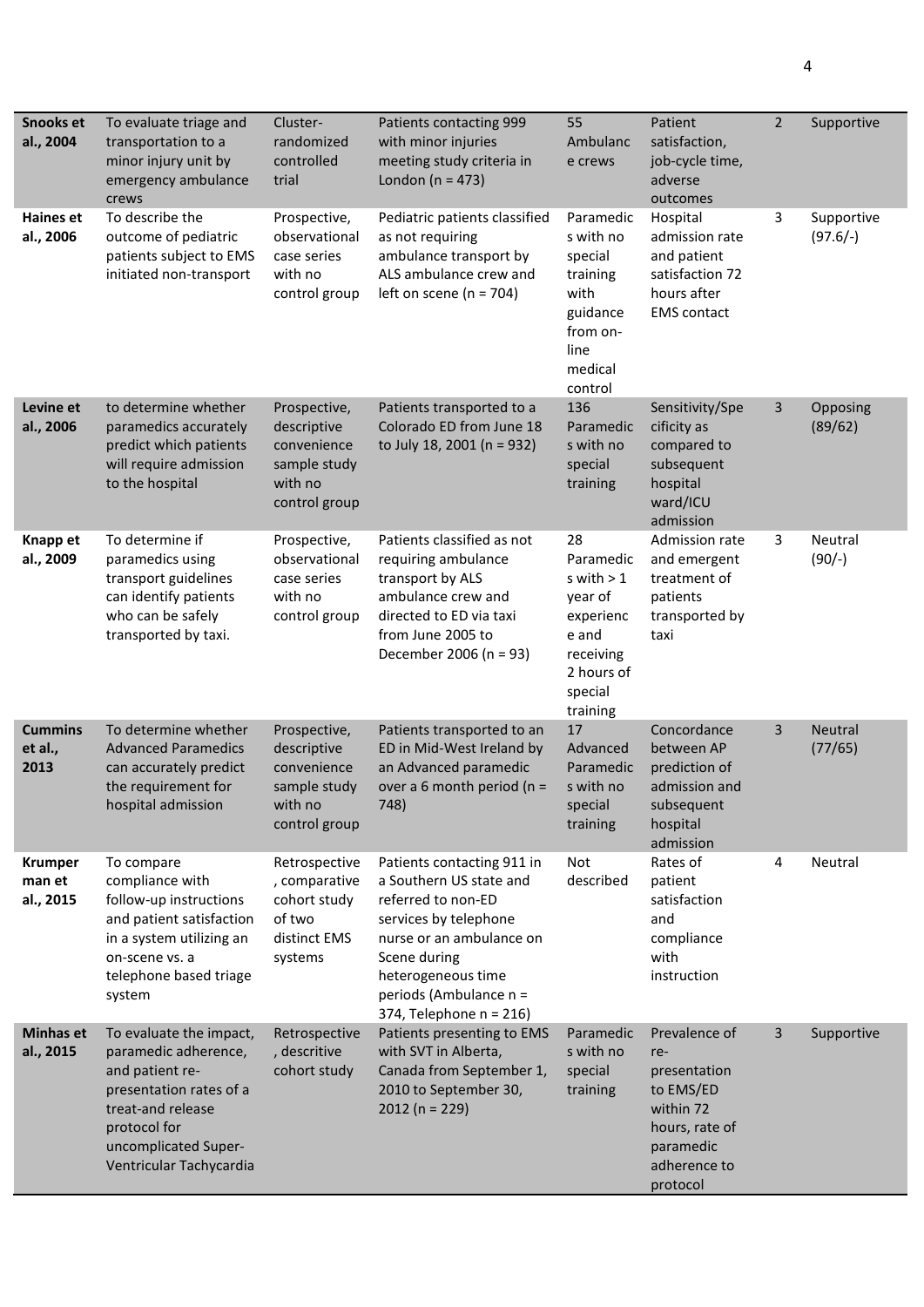| **Snooks et al., 2004** | To evaluate triage and transportation to a minor injury unit by emergency ambulance crews | Cluster-randomized controlled trial | Patients contacting 999 with minor injuries meeting study criteria in London (n = 473) | 55 Ambulance crews | Patient satisfaction, job-cycle time, adverse outcomes | 2 | Supportive |
|---|---|---|---|---|---|---|---|
| **Haines et al., 2006** | To describe the outcome of pediatric patients subject to EMS initiated non-transport | Prospective, observational case series with no control group | Pediatric patients classified as not requiring ambulance transport by ALS ambulance crew and left on scene (n = 704) | Paramedics with no special training with guidance from on-line medical control | Hospital admission rate and patient satisfaction 72 hours after EMS contact | 3 | Supportive (97.6/-) |
| **Levine et al., 2006** | to determine whether paramedics accurately predict which patients will require admission to the hospital | Prospective, descriptive convenience sample study with no control group | Patients transported to a Colorado ED from June 18 to July 18, 2001 (n = 932) | 136 Paramedics with no special training | Sensitivity/Specificity as compared to subsequent hospital ward/ICU admission | 3 | Opposing (89/62) |
| **Knapp et al., 2009** | To determine if paramedics using transport guidelines can identify patients who can be safely transported by taxi. | Prospective, observational case series with no control group | Patients classified as not requiring ambulance transport by ALS ambulance crew and directed to ED via taxi from June 2005 to December 2006 (n = 93) | 28 Paramedics with > 1 year of experience and receiving 2 hours of special training | Admission rate and emergent treatment of patients transported by taxi | 3 | Neutral (90/-) |
| **Cummins et al., 2013** | To determine whether Advanced Paramedics can accurately predict the requirement for hospital admission | Prospective, descriptive convenience sample study with no control group | Patients transported to an ED in Mid-West Ireland by an Advanced paramedic over a 6 month period (n = 748) | 17 Advanced Paramedics with no special training | Concordance between AP prediction of admission and subsequent hospital admission | 3 | Neutral (77/65) |
| **Krumperman et al., 2015** | To compare compliance with follow-up instructions and patient satisfaction in a system utilizing an on-scene vs. a telephone based triage system | Retrospective, comparative cohort study of two distinct EMS systems | Patients contacting 911 in a Southern US state and referred to non-ED services by telephone nurse or an ambulance on Scene during heterogeneous time periods (Ambulance n = 374, Telephone n = 216) | Not described | Rates of patient satisfaction and compliance with instruction | 4 | Neutral |
| **Minhas et al., 2015** | To evaluate the impact, paramedic adherence, and patient re-presentation rates of a treat-and release protocol for uncomplicated Super-Ventricular Tachycardia | Retrospective, descritive cohort study | Patients presenting to EMS with SVT in Alberta, Canada from September 1, 2010 to September 30, 2012 (n = 229) | Paramedics with no special training | Prevalence of re-presentation to EMS/ED within 72 hours, rate of paramedic adherence to protocol | 3 | Supportive |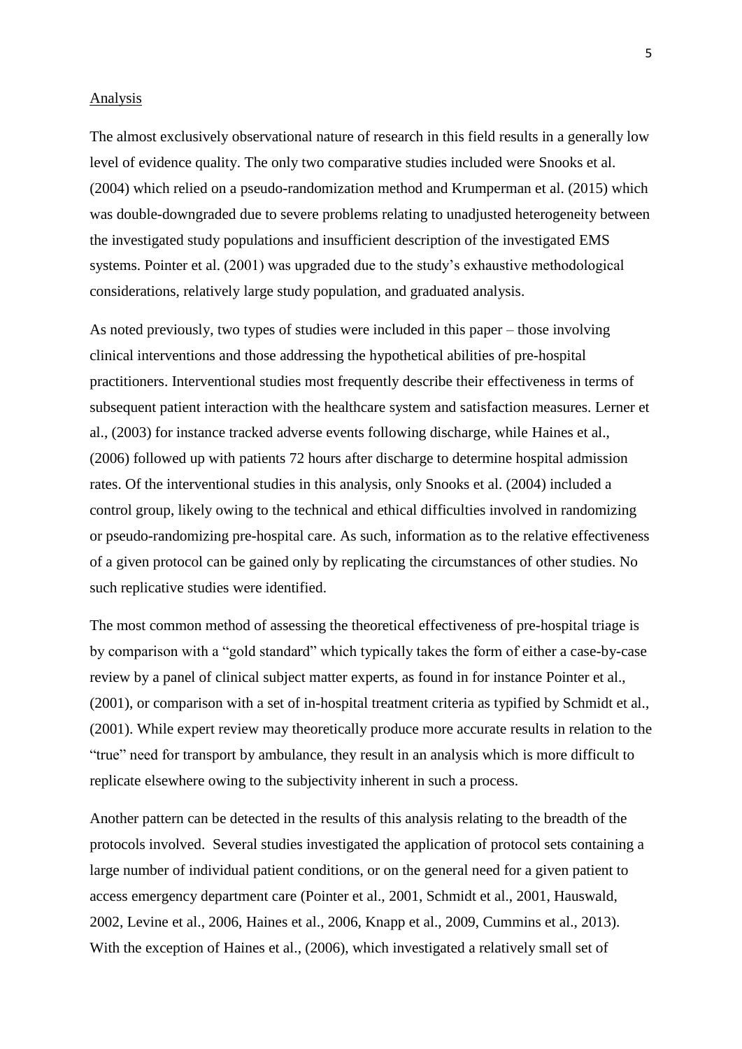## Analysis

The almost exclusively observational nature of research in this field results in a generally low level of evidence quality. The only two comparative studies included were Snooks et al. (2004) which relied on a pseudo-randomization method and Krumperman et al. (2015) which was double-downgraded due to severe problems relating to unadjusted heterogeneity between the investigated study populations and insufficient description of the investigated EMS systems. Pointer et al. (2001) was upgraded due to the study's exhaustive methodological considerations, relatively large study population, and graduated analysis.

As noted previously, two types of studies were included in this paper – those involving clinical interventions and those addressing the hypothetical abilities of pre-hospital practitioners. Interventional studies most frequently describe their effectiveness in terms of subsequent patient interaction with the healthcare system and satisfaction measures. Lerner et al., (2003) for instance tracked adverse events following discharge, while Haines et al., (2006) followed up with patients 72 hours after discharge to determine hospital admission rates. Of the interventional studies in this analysis, only Snooks et al. (2004) included a control group, likely owing to the technical and ethical difficulties involved in randomizing or pseudo-randomizing pre-hospital care. As such, information as to the relative effectiveness of a given protocol can be gained only by replicating the circumstances of other studies. No such replicative studies were identified.

The most common method of assessing the theoretical effectiveness of pre-hospital triage is by comparison with a "gold standard" which typically takes the form of either a case-by-case review by a panel of clinical subject matter experts, as found in for instance Pointer et al., (2001), or comparison with a set of in-hospital treatment criteria as typified by Schmidt et al., (2001). While expert review may theoretically produce more accurate results in relation to the "true" need for transport by ambulance, they result in an analysis which is more difficult to replicate elsewhere owing to the subjectivity inherent in such a process.

Another pattern can be detected in the results of this analysis relating to the breadth of the protocols involved. Several studies investigated the application of protocol sets containing a large number of individual patient conditions, or on the general need for a given patient to access emergency department care (Pointer et al., 2001, Schmidt et al., 2001, Hauswald, 2002, Levine et al., 2006, Haines et al., 2006, Knapp et al., 2009, Cummins et al., 2013). With the exception of Haines et al., (2006), which investigated a relatively small set of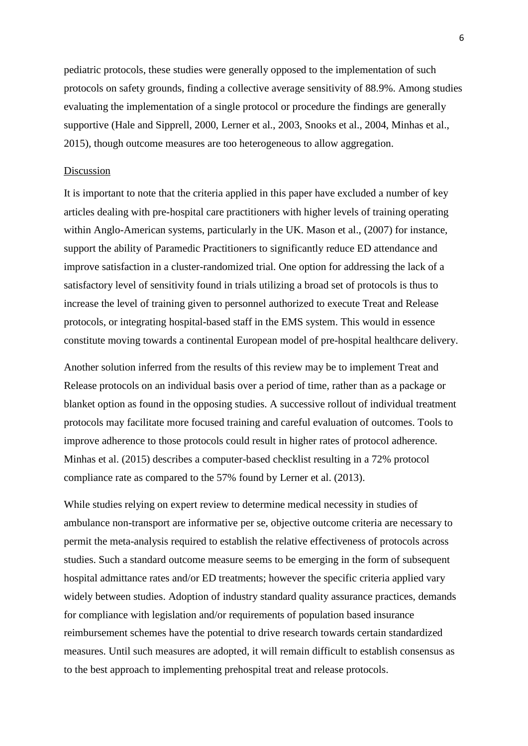pediatric protocols, these studies were generally opposed to the implementation of such protocols on safety grounds, finding a collective average sensitivity of 88.9%. Among studies evaluating the implementation of a single protocol or procedure the findings are generally supportive (Hale and Sipprell, 2000, Lerner et al., 2003, Snooks et al., 2004, Minhas et al., 2015), though outcome measures are too heterogeneous to allow aggregation.

## Discussion

It is important to note that the criteria applied in this paper have excluded a number of key articles dealing with pre-hospital care practitioners with higher levels of training operating within Anglo-American systems, particularly in the UK. Mason et al., (2007) for instance, support the ability of Paramedic Practitioners to significantly reduce ED attendance and improve satisfaction in a cluster-randomized trial. One option for addressing the lack of a satisfactory level of sensitivity found in trials utilizing a broad set of protocols is thus to increase the level of training given to personnel authorized to execute Treat and Release protocols, or integrating hospital-based staff in the EMS system. This would in essence constitute moving towards a continental European model of pre-hospital healthcare delivery.

Another solution inferred from the results of this review may be to implement Treat and Release protocols on an individual basis over a period of time, rather than as a package or blanket option as found in the opposing studies. A successive rollout of individual treatment protocols may facilitate more focused training and careful evaluation of outcomes. Tools to improve adherence to those protocols could result in higher rates of protocol adherence. Minhas et al. (2015) describes a computer-based checklist resulting in a 72% protocol compliance rate as compared to the 57% found by Lerner et al. (2013).

While studies relying on expert review to determine medical necessity in studies of ambulance non-transport are informative per se, objective outcome criteria are necessary to permit the meta-analysis required to establish the relative effectiveness of protocols across studies. Such a standard outcome measure seems to be emerging in the form of subsequent hospital admittance rates and/or ED treatments; however the specific criteria applied vary widely between studies. Adoption of industry standard quality assurance practices, demands for compliance with legislation and/or requirements of population based insurance reimbursement schemes have the potential to drive research towards certain standardized measures. Until such measures are adopted, it will remain difficult to establish consensus as to the best approach to implementing prehospital treat and release protocols.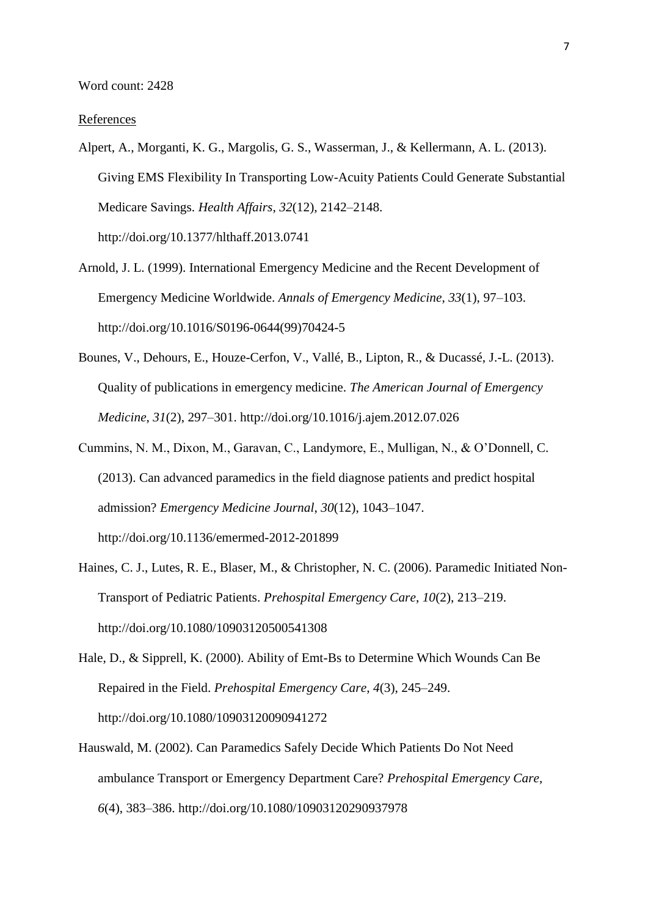Word count: 2428

References

Alpert, A., Morganti, K. G., Margolis, G. S., Wasserman, J., & Kellermann, A. L. (2013). Giving EMS Flexibility In Transporting Low-Acuity Patients Could Generate Substantial Medicare Savings. *Health Affairs*, *32*(12), 2142–2148. http://doi.org/10.1377/hlthaff.2013.0741

Arnold, J. L. (1999). International Emergency Medicine and the Recent Development of Emergency Medicine Worldwide. *Annals of Emergency Medicine*, *33*(1), 97–103. http://doi.org/10.1016/S0196-0644(99)70424-5

Bounes, V., Dehours, E., Houze-Cerfon, V., Vallé, B., Lipton, R., & Ducassé, J.-L. (2013). Quality of publications in emergency medicine. *The American Journal of Emergency Medicine*, *31*(2), 297–301. http://doi.org/10.1016/j.ajem.2012.07.026

Cummins, N. M., Dixon, M., Garavan, C., Landymore, E., Mulligan, N., & O'Donnell, C. (2013). Can advanced paramedics in the field diagnose patients and predict hospital admission? *Emergency Medicine Journal*, *30*(12), 1043–1047. http://doi.org/10.1136/emermed-2012-201899

Haines, C. J., Lutes, R. E., Blaser, M., & Christopher, N. C. (2006). Paramedic Initiated Non-Transport of Pediatric Patients. *Prehospital Emergency Care*, *10*(2), 213–219. http://doi.org/10.1080/10903120500541308

Hale, D., & Sipprell, K. (2000). Ability of Emt-Bs to Determine Which Wounds Can Be Repaired in the Field. *Prehospital Emergency Care*, *4*(3), 245–249. http://doi.org/10.1080/10903120090941272

Hauswald, M. (2002). Can Paramedics Safely Decide Which Patients Do Not Need ambulance Transport or Emergency Department Care? *Prehospital Emergency Care*, *6*(4), 383–386. http://doi.org/10.1080/10903120290937978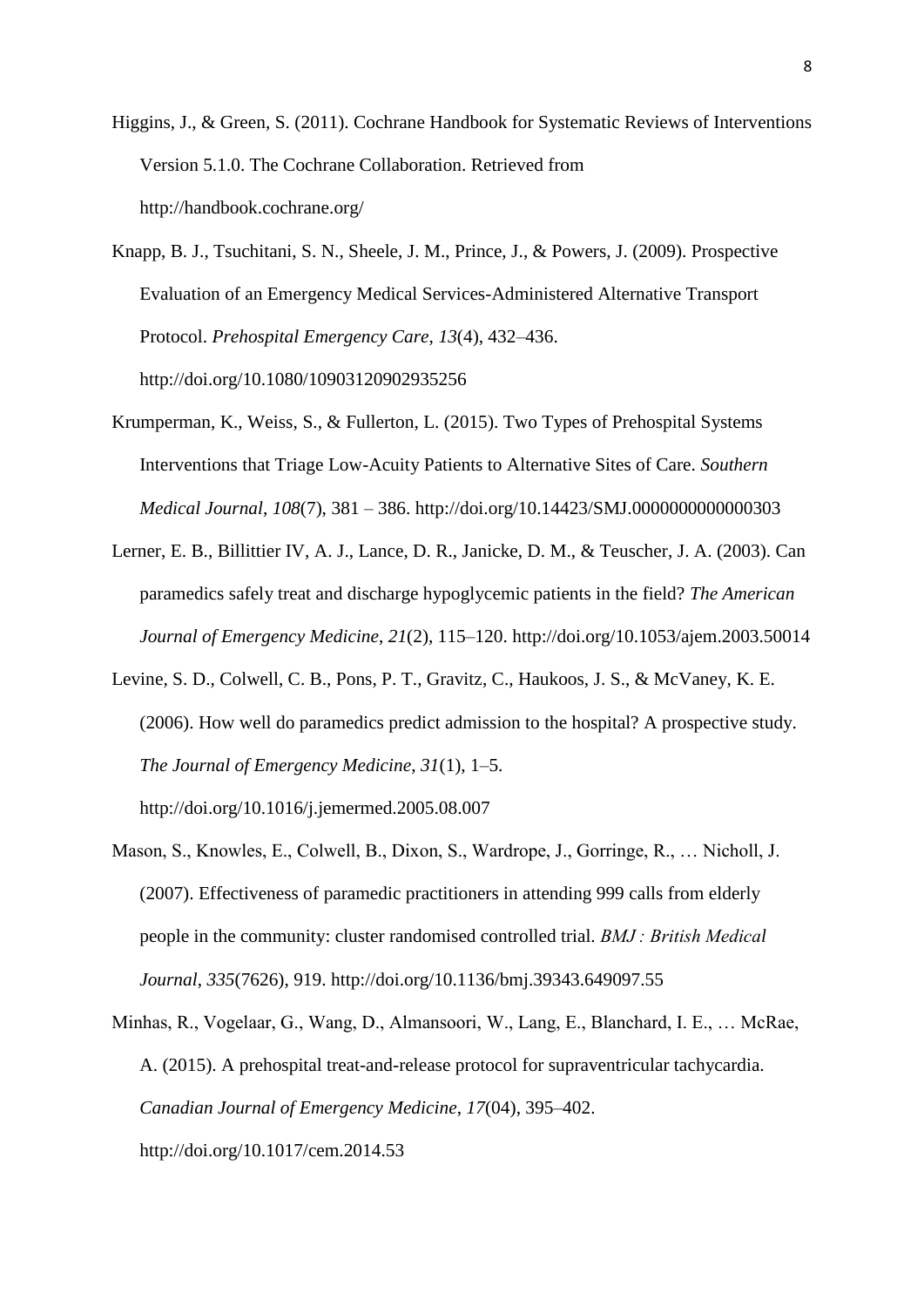Higgins, J., & Green, S. (2011). Cochrane Handbook for Systematic Reviews of Interventions Version 5.1.0. The Cochrane Collaboration. Retrieved from http://handbook.cochrane.org/

Knapp, B. J., Tsuchitani, S. N., Sheele, J. M., Prince, J., & Powers, J. (2009). Prospective Evaluation of an Emergency Medical Services-Administered Alternative Transport Protocol. *Prehospital Emergency Care*, *13*(4), 432–436. http://doi.org/10.1080/10903120902935256

Krumperman, K., Weiss, S., & Fullerton, L. (2015). Two Types of Prehospital Systems Interventions that Triage Low-Acuity Patients to Alternative Sites of Care. *Southern Medical Journal*, *108*(7), 381 – 386. http://doi.org/10.14423/SMJ.0000000000000303

Lerner, E. B., Billittier IV, A. J., Lance, D. R., Janicke, D. M., & Teuscher, J. A. (2003). Can paramedics safely treat and discharge hypoglycemic patients in the field? *The American Journal of Emergency Medicine*, *21*(2), 115–120. http://doi.org/10.1053/ajem.2003.50014

Levine, S. D., Colwell, C. B., Pons, P. T., Gravitz, C., Haukoos, J. S., & McVaney, K. E. (2006). How well do paramedics predict admission to the hospital? A prospective study. *The Journal of Emergency Medicine*, *31*(1), 1–5. http://doi.org/10.1016/j.jemermed.2005.08.007

Mason, S., Knowles, E., Colwell, B., Dixon, S., Wardrope, J., Gorringe, R., … Nicholl, J. (2007). Effectiveness of paramedic practitioners in attending 999 calls from elderly people in the community: cluster randomised controlled trial. *BMJ : British Medical Journal*, *335*(7626), 919. http://doi.org/10.1136/bmj.39343.649097.55

Minhas, R., Vogelaar, G., Wang, D., Almansoori, W., Lang, E., Blanchard, I. E., … McRae, A. (2015). A prehospital treat-and-release protocol for supraventricular tachycardia. *Canadian Journal of Emergency Medicine*, *17*(04), 395–402. http://doi.org/10.1017/cem.2014.53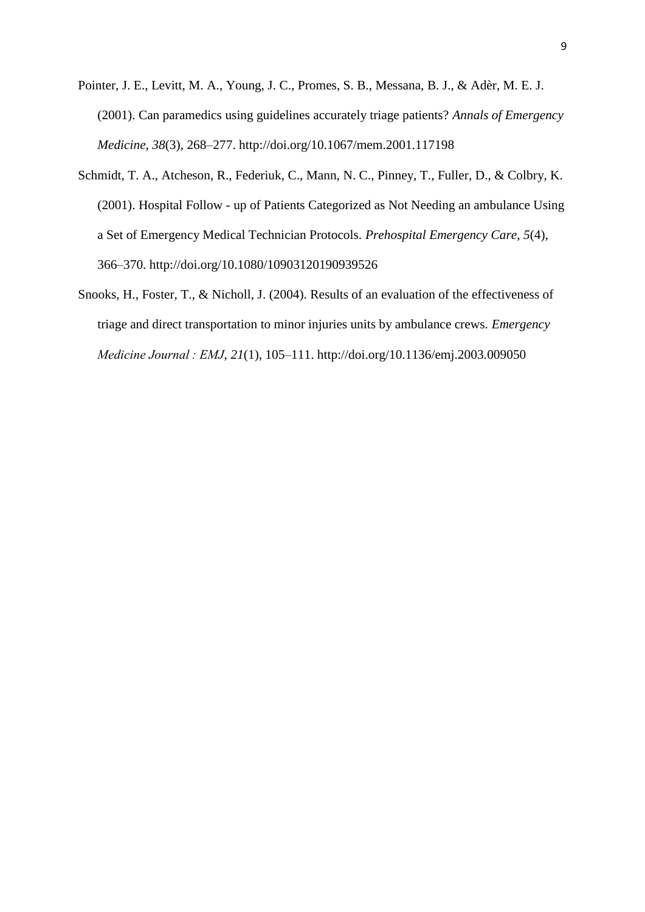Pointer, J. E., Levitt, M. A., Young, J. C., Promes, S. B., Messana, B. J., & Adèr, M. E. J. (2001). Can paramedics using guidelines accurately triage patients? *Annals of Emergency Medicine*, *38*(3), 268–277. http://doi.org/10.1067/mem.2001.117198

Schmidt, T. A., Atcheson, R., Federiuk, C., Mann, N. C., Pinney, T., Fuller, D., & Colbry, K. (2001). Hospital Follow - up of Patients Categorized as Not Needing an ambulance Using a Set of Emergency Medical Technician Protocols. *Prehospital Emergency Care*, *5*(4), 366–370. http://doi.org/10.1080/10903120190939526

Snooks, H., Foster, T., & Nicholl, J. (2004). Results of an evaluation of the effectiveness of triage and direct transportation to minor injuries units by ambulance crews. *Emergency Medicine Journal : EMJ*, *21*(1), 105–111. http://doi.org/10.1136/emj.2003.009050